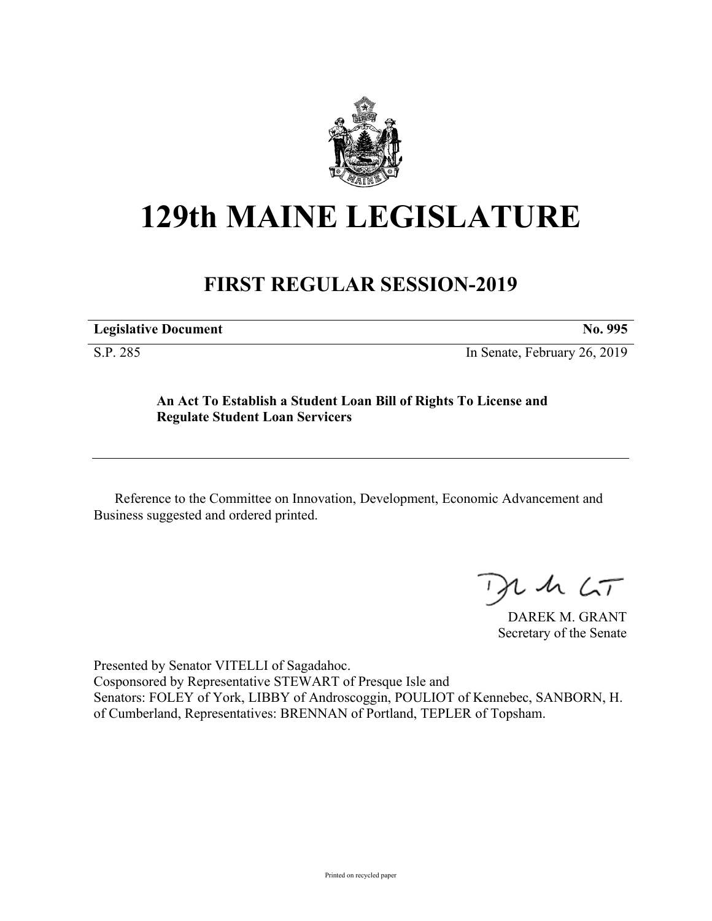# 129th MAINE LEGISLATURE

## FIRST REGULAR SESSION-2019

| **Legislative Document** | **No. 995** |
|---|---|
| S.P. 285 | In Senate, February 26, 2019 |

**An Act To Establish a Student Loan Bill of Rights To License and Regulate Student Loan Servicers**

Reference to the Committee on Innovation, Development, Economic Advancement and Business suggested and ordered printed.

DAREK M. GRANT
Secretary of the Senate

Presented by Senator VITELLI of Sagadahoc.
Cosponsored by Representative STEWART of Presque Isle and
Senators: FOLEY of York, LIBBY of Androscoggin, POULIOT of Kennebec, SANBORN, H. of Cumberland, Representatives: BRENNAN of Portland, TEPLER of Topsham.

Printed on recycled paper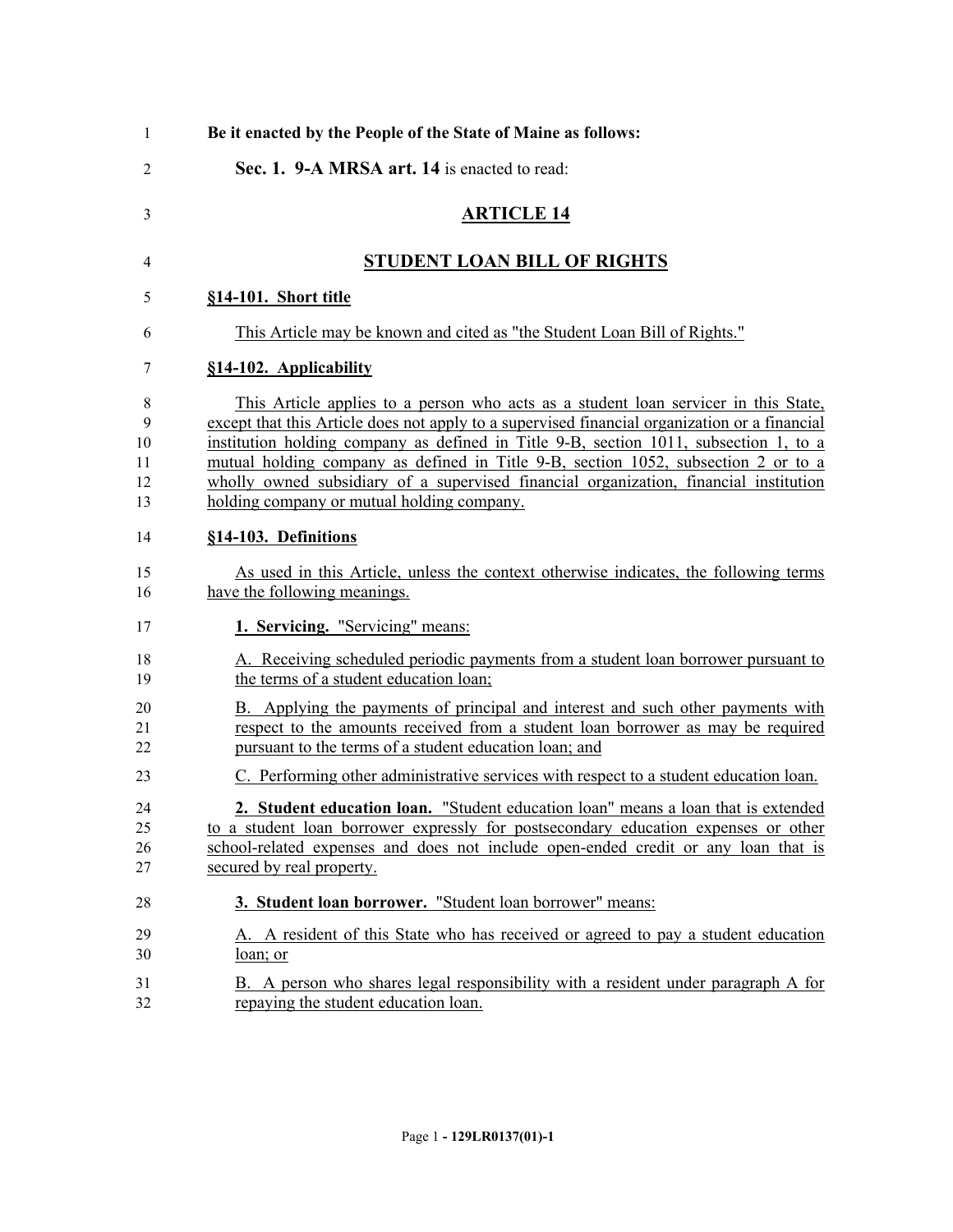**Be it enacted by the People of the State of Maine as follows:**

**Sec. 1. 9-A MRSA art. 14** is enacted to read:

# ARTICLE 14

# STUDENT LOAN BILL OF RIGHTS

## §14-101. Short title

This Article may be known and cited as "the Student Loan Bill of Rights."

## §14-102. Applicability

This Article applies to a person who acts as a student loan servicer in this State, except that this Article does not apply to a supervised financial organization or a financial institution holding company as defined in Title 9-B, section 1011, subsection 1, to a mutual holding company as defined in Title 9-B, section 1052, subsection 2 or to a wholly owned subsidiary of a supervised financial organization, financial institution holding company or mutual holding company.

## §14-103. Definitions

As used in this Article, unless the context otherwise indicates, the following terms have the following meanings.

**1. Servicing.** "Servicing" means:

A. Receiving scheduled periodic payments from a student loan borrower pursuant to the terms of a student education loan;

B. Applying the payments of principal and interest and such other payments with respect to the amounts received from a student loan borrower as may be required pursuant to the terms of a student education loan; and

C. Performing other administrative services with respect to a student education loan.

**2. Student education loan.** "Student education loan" means a loan that is extended to a student loan borrower expressly for postsecondary education expenses or other school-related expenses and does not include open-ended credit or any loan that is secured by real property.

**3. Student loan borrower.** "Student loan borrower" means:

A. A resident of this State who has received or agreed to pay a student education loan; or

B. A person who shares legal responsibility with a resident under paragraph A for repaying the student education loan.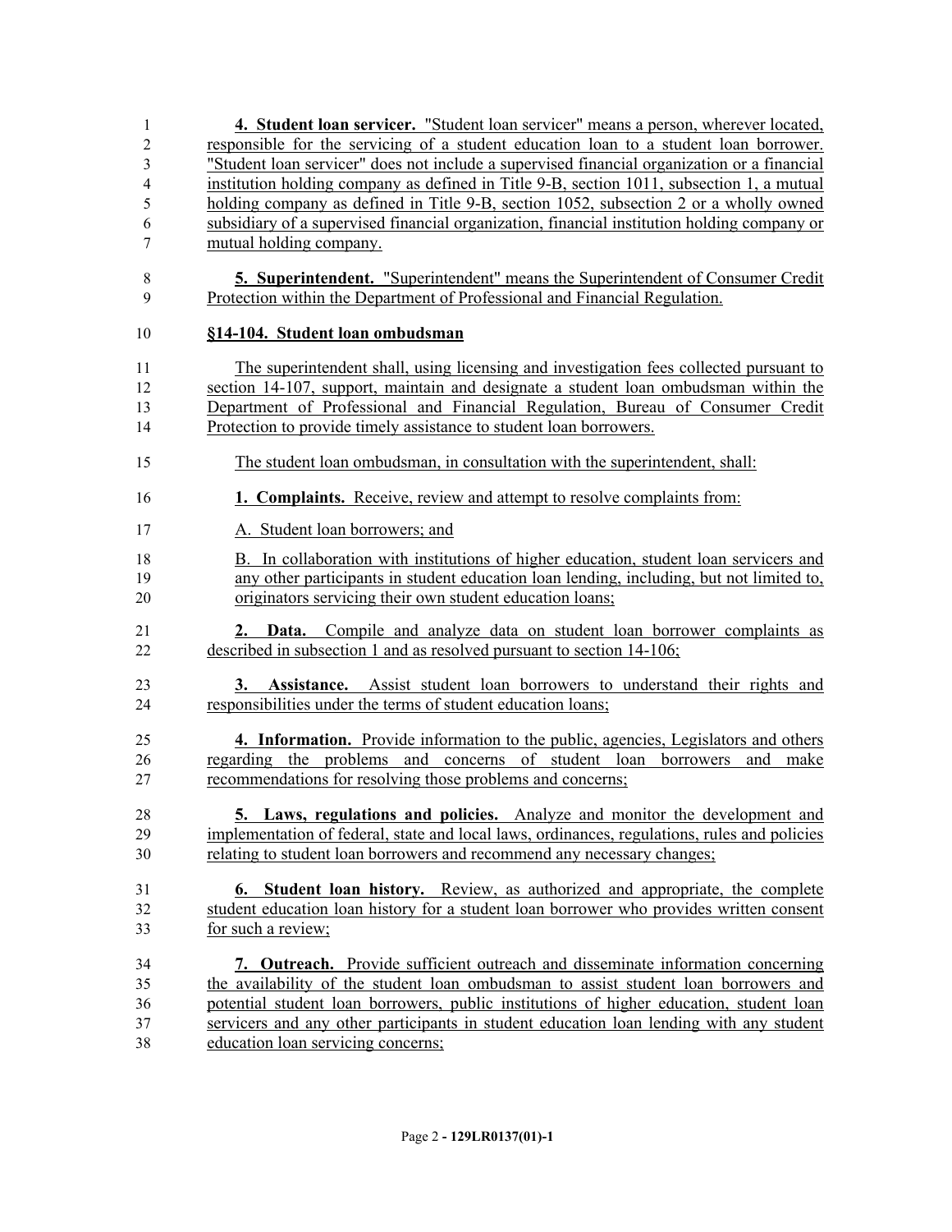**4. Student loan servicer.** "Student loan servicer" means a person, wherever located, responsible for the servicing of a student education loan to a student loan borrower. "Student loan servicer" does not include a supervised financial organization or a financial institution holding company as defined in Title 9-B, section 1011, subsection 1, a mutual holding company as defined in Title 9-B, section 1052, subsection 2 or a wholly owned subsidiary of a supervised financial organization, financial institution holding company or mutual holding company.

**5. Superintendent.** "Superintendent" means the Superintendent of Consumer Credit Protection within the Department of Professional and Financial Regulation.

**§14-104. Student loan ombudsman**

The superintendent shall, using licensing and investigation fees collected pursuant to section 14-107, support, maintain and designate a student loan ombudsman within the Department of Professional and Financial Regulation, Bureau of Consumer Credit Protection to provide timely assistance to student loan borrowers.

The student loan ombudsman, in consultation with the superintendent, shall:

**1. Complaints.** Receive, review and attempt to resolve complaints from:

A. Student loan borrowers; and

B. In collaboration with institutions of higher education, student loan servicers and any other participants in student education loan lending, including, but not limited to, originators servicing their own student education loans;

**2. Data.** Compile and analyze data on student loan borrower complaints as described in subsection 1 and as resolved pursuant to section 14-106;

**3. Assistance.** Assist student loan borrowers to understand their rights and responsibilities under the terms of student education loans;

**4. Information.** Provide information to the public, agencies, Legislators and others regarding the problems and concerns of student loan borrowers and make recommendations for resolving those problems and concerns;

**5. Laws, regulations and policies.** Analyze and monitor the development and implementation of federal, state and local laws, ordinances, regulations, rules and policies relating to student loan borrowers and recommend any necessary changes;

**6. Student loan history.** Review, as authorized and appropriate, the complete student education loan history for a student loan borrower who provides written consent for such a review;

**7. Outreach.** Provide sufficient outreach and disseminate information concerning the availability of the student loan ombudsman to assist student loan borrowers and potential student loan borrowers, public institutions of higher education, student loan servicers and any other participants in student education loan lending with any student education loan servicing concerns;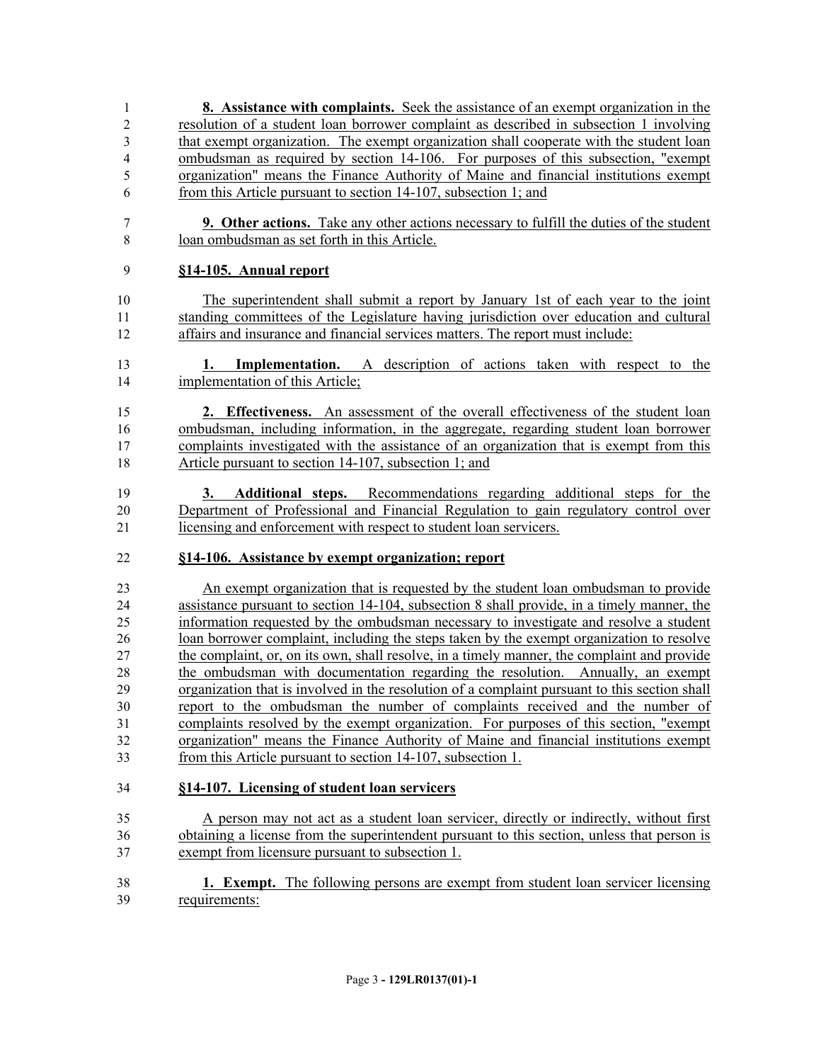**8. Assistance with complaints.** Seek the assistance of an exempt organization in the resolution of a student loan borrower complaint as described in subsection 1 involving that exempt organization. The exempt organization shall cooperate with the student loan ombudsman as required by section 14-106. For purposes of this subsection, "exempt organization" means the Finance Authority of Maine and financial institutions exempt from this Article pursuant to section 14-107, subsection 1; and

**9. Other actions.** Take any other actions necessary to fulfill the duties of the student loan ombudsman as set forth in this Article.

**§14-105. Annual report**

The superintendent shall submit a report by January 1st of each year to the joint standing committees of the Legislature having jurisdiction over education and cultural affairs and insurance and financial services matters. The report must include:

**1. Implementation.** A description of actions taken with respect to the implementation of this Article;

**2. Effectiveness.** An assessment of the overall effectiveness of the student loan ombudsman, including information, in the aggregate, regarding student loan borrower complaints investigated with the assistance of an organization that is exempt from this Article pursuant to section 14-107, subsection 1; and

**3. Additional steps.** Recommendations regarding additional steps for the Department of Professional and Financial Regulation to gain regulatory control over licensing and enforcement with respect to student loan servicers.

**§14-106. Assistance by exempt organization; report**

An exempt organization that is requested by the student loan ombudsman to provide assistance pursuant to section 14-104, subsection 8 shall provide, in a timely manner, the information requested by the ombudsman necessary to investigate and resolve a student loan borrower complaint, including the steps taken by the exempt organization to resolve the complaint, or, on its own, shall resolve, in a timely manner, the complaint and provide the ombudsman with documentation regarding the resolution. Annually, an exempt organization that is involved in the resolution of a complaint pursuant to this section shall report to the ombudsman the number of complaints received and the number of complaints resolved by the exempt organization. For purposes of this section, "exempt organization" means the Finance Authority of Maine and financial institutions exempt from this Article pursuant to section 14-107, subsection 1.

**§14-107. Licensing of student loan servicers**

A person may not act as a student loan servicer, directly or indirectly, without first obtaining a license from the superintendent pursuant to this section, unless that person is exempt from licensure pursuant to subsection 1.

**1. Exempt.** The following persons are exempt from student loan servicer licensing requirements: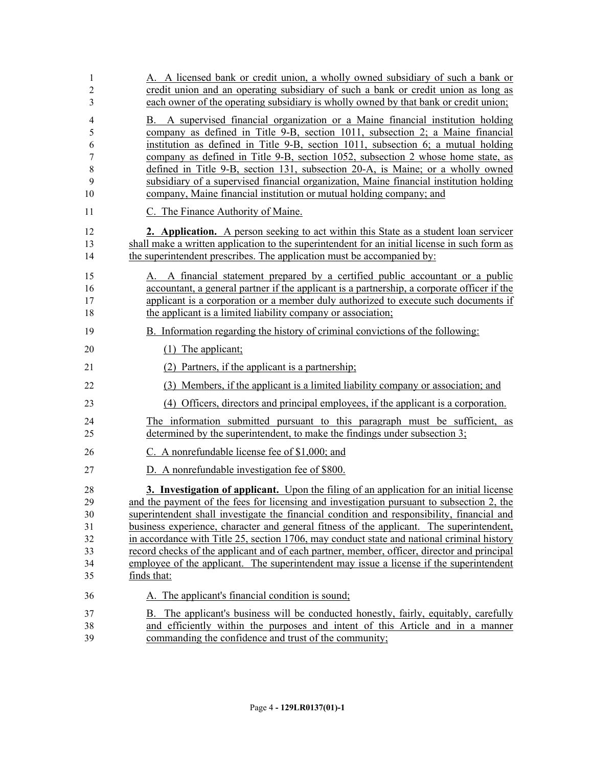A. A licensed bank or credit union, a wholly owned subsidiary of such a bank or credit union and an operating subsidiary of such a bank or credit union as long as each owner of the operating subsidiary is wholly owned by that bank or credit union;

B. A supervised financial organization or a Maine financial institution holding company as defined in Title 9-B, section 1011, subsection 2; a Maine financial institution as defined in Title 9-B, section 1011, subsection 6; a mutual holding company as defined in Title 9-B, section 1052, subsection 2 whose home state, as defined in Title 9-B, section 131, subsection 20-A, is Maine; or a wholly owned subsidiary of a supervised financial organization, Maine financial institution holding company, Maine financial institution or mutual holding company; and

C. The Finance Authority of Maine.

**2. Application.** A person seeking to act within this State as a student loan servicer shall make a written application to the superintendent for an initial license in such form as the superintendent prescribes. The application must be accompanied by:

A. A financial statement prepared by a certified public accountant or a public accountant, a general partner if the applicant is a partnership, a corporate officer if the applicant is a corporation or a member duly authorized to execute such documents if the applicant is a limited liability company or association;

B. Information regarding the history of criminal convictions of the following:

(1) The applicant;

(2) Partners, if the applicant is a partnership;

(3) Members, if the applicant is a limited liability company or association; and

(4) Officers, directors and principal employees, if the applicant is a corporation.

The information submitted pursuant to this paragraph must be sufficient, as determined by the superintendent, to make the findings under subsection 3;

C. A nonrefundable license fee of $1,000; and

D. A nonrefundable investigation fee of $800.

**3. Investigation of applicant.** Upon the filing of an application for an initial license and the payment of the fees for licensing and investigation pursuant to subsection 2, the superintendent shall investigate the financial condition and responsibility, financial and business experience, character and general fitness of the applicant. The superintendent, in accordance with Title 25, section 1706, may conduct state and national criminal history record checks of the applicant and of each partner, member, officer, director and principal employee of the applicant. The superintendent may issue a license if the superintendent finds that:

A. The applicant's financial condition is sound;

B. The applicant's business will be conducted honestly, fairly, equitably, carefully and efficiently within the purposes and intent of this Article and in a manner commanding the confidence and trust of the community;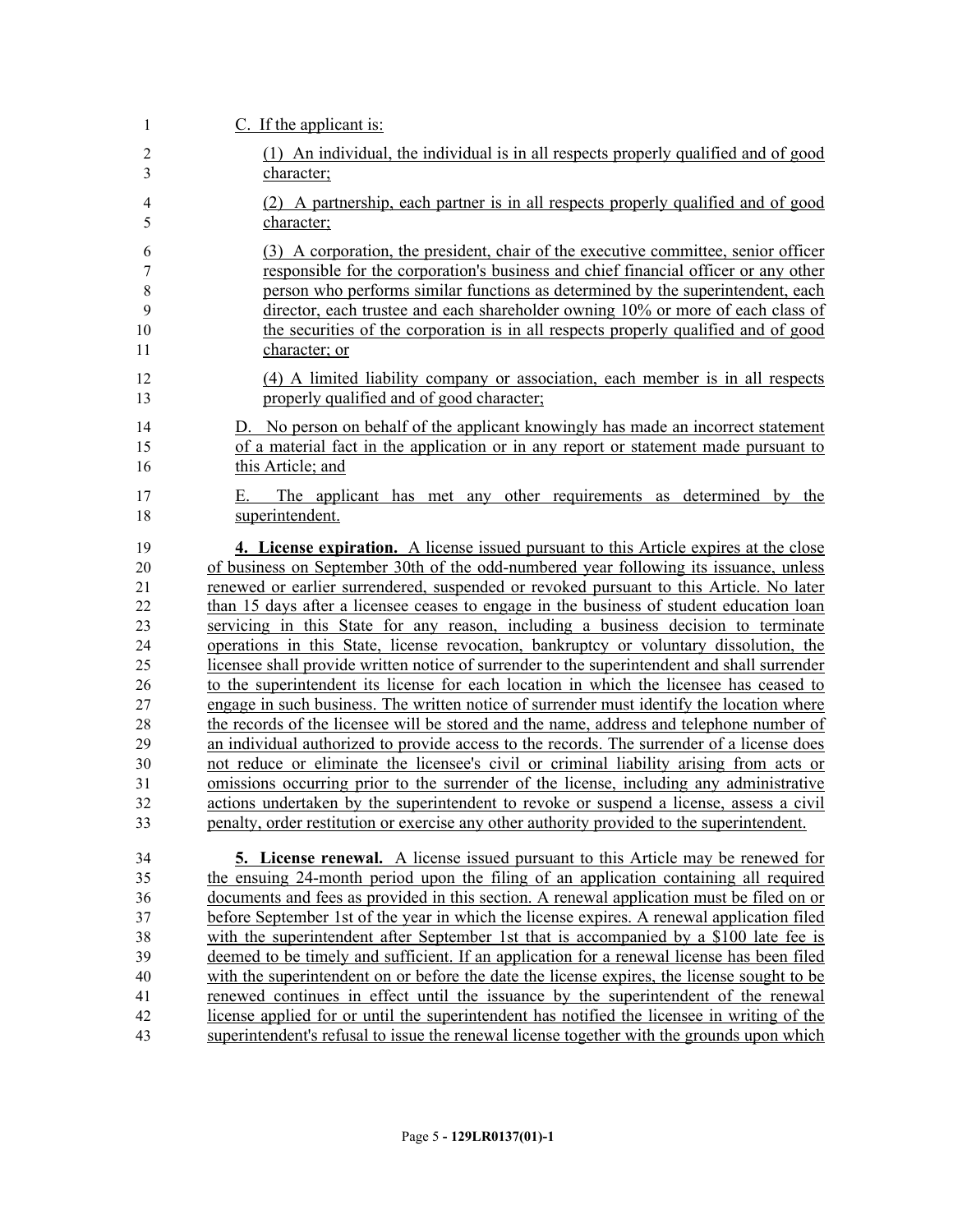C. If the applicant is:

(1) An individual, the individual is in all respects properly qualified and of good character;

(2) A partnership, each partner is in all respects properly qualified and of good character;

(3) A corporation, the president, chair of the executive committee, senior officer responsible for the corporation's business and chief financial officer or any other person who performs similar functions as determined by the superintendent, each director, each trustee and each shareholder owning 10% or more of each class of the securities of the corporation is in all respects properly qualified and of good character; or

(4) A limited liability company or association, each member is in all respects properly qualified and of good character;

D. No person on behalf of the applicant knowingly has made an incorrect statement of a material fact in the application or in any report or statement made pursuant to this Article; and

E. The applicant has met any other requirements as determined by the superintendent.

**4. License expiration.** A license issued pursuant to this Article expires at the close of business on September 30th of the odd-numbered year following its issuance, unless renewed or earlier surrendered, suspended or revoked pursuant to this Article. No later than 15 days after a licensee ceases to engage in the business of student education loan servicing in this State for any reason, including a business decision to terminate operations in this State, license revocation, bankruptcy or voluntary dissolution, the licensee shall provide written notice of surrender to the superintendent and shall surrender to the superintendent its license for each location in which the licensee has ceased to engage in such business. The written notice of surrender must identify the location where the records of the licensee will be stored and the name, address and telephone number of an individual authorized to provide access to the records. The surrender of a license does not reduce or eliminate the licensee's civil or criminal liability arising from acts or omissions occurring prior to the surrender of the license, including any administrative actions undertaken by the superintendent to revoke or suspend a license, assess a civil penalty, order restitution or exercise any other authority provided to the superintendent.

**5. License renewal.** A license issued pursuant to this Article may be renewed for the ensuing 24-month period upon the filing of an application containing all required documents and fees as provided in this section. A renewal application must be filed on or before September 1st of the year in which the license expires. A renewal application filed with the superintendent after September 1st that is accompanied by a $100 late fee is deemed to be timely and sufficient. If an application for a renewal license has been filed with the superintendent on or before the date the license expires, the license sought to be renewed continues in effect until the issuance by the superintendent of the renewal license applied for or until the superintendent has notified the licensee in writing of the superintendent's refusal to issue the renewal license together with the grounds upon which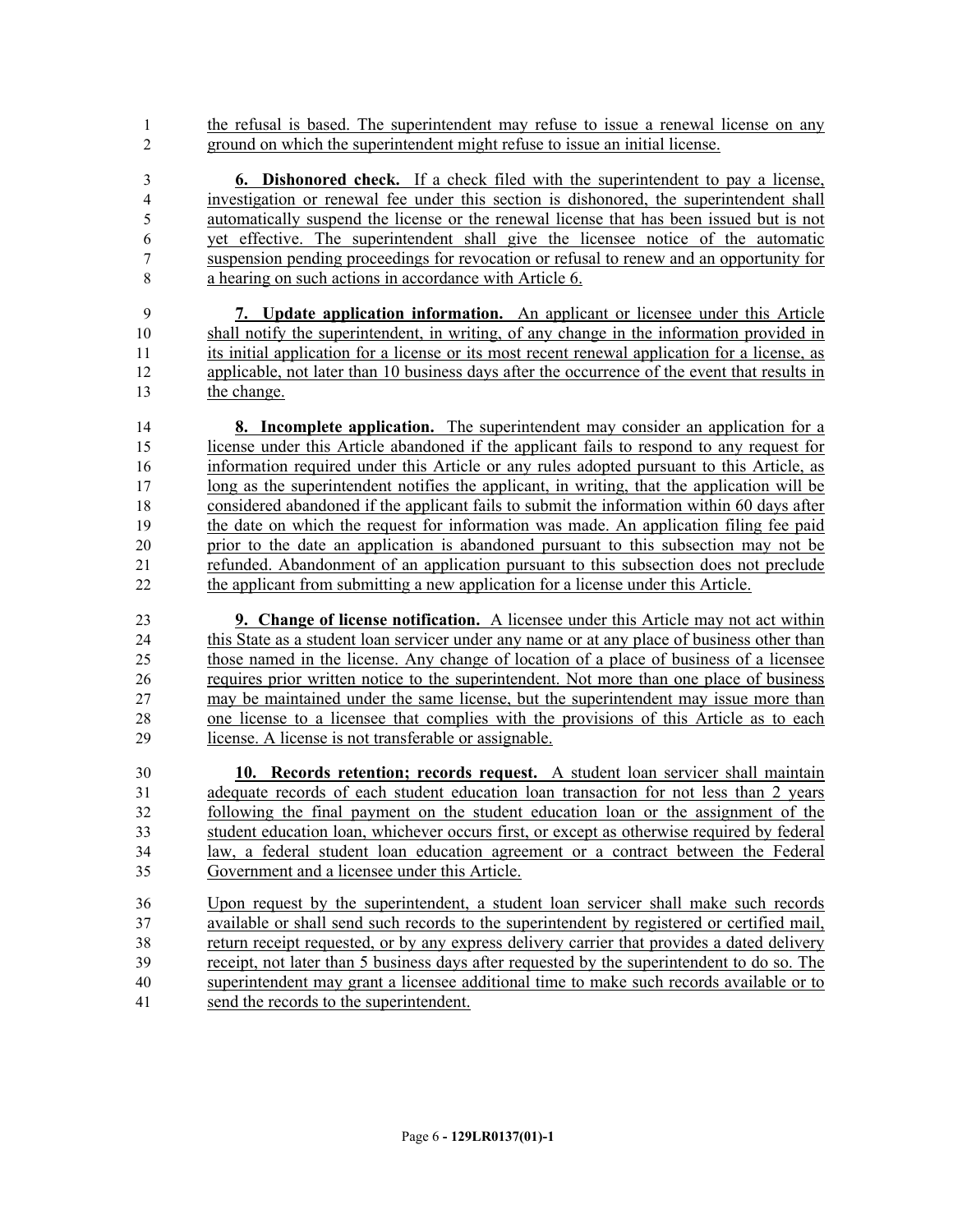the refusal is based. The superintendent may refuse to issue a renewal license on any ground on which the superintendent might refuse to issue an initial license.

**6. Dishonored check.** If a check filed with the superintendent to pay a license, investigation or renewal fee under this section is dishonored, the superintendent shall automatically suspend the license or the renewal license that has been issued but is not yet effective. The superintendent shall give the licensee notice of the automatic suspension pending proceedings for revocation or refusal to renew and an opportunity for a hearing on such actions in accordance with Article 6.

**7. Update application information.** An applicant or licensee under this Article shall notify the superintendent, in writing, of any change in the information provided in its initial application for a license or its most recent renewal application for a license, as applicable, not later than 10 business days after the occurrence of the event that results in the change.

**8. Incomplete application.** The superintendent may consider an application for a license under this Article abandoned if the applicant fails to respond to any request for information required under this Article or any rules adopted pursuant to this Article, as long as the superintendent notifies the applicant, in writing, that the application will be considered abandoned if the applicant fails to submit the information within 60 days after the date on which the request for information was made. An application filing fee paid prior to the date an application is abandoned pursuant to this subsection may not be refunded. Abandonment of an application pursuant to this subsection does not preclude the applicant from submitting a new application for a license under this Article.

**9. Change of license notification.** A licensee under this Article may not act within this State as a student loan servicer under any name or at any place of business other than those named in the license. Any change of location of a place of business of a licensee requires prior written notice to the superintendent. Not more than one place of business may be maintained under the same license, but the superintendent may issue more than one license to a licensee that complies with the provisions of this Article as to each license. A license is not transferable or assignable.

**10. Records retention; records request.** A student loan servicer shall maintain adequate records of each student education loan transaction for not less than 2 years following the final payment on the student education loan or the assignment of the student education loan, whichever occurs first, or except as otherwise required by federal law, a federal student loan education agreement or a contract between the Federal Government and a licensee under this Article.

Upon request by the superintendent, a student loan servicer shall make such records available or shall send such records to the superintendent by registered or certified mail, return receipt requested, or by any express delivery carrier that provides a dated delivery receipt, not later than 5 business days after requested by the superintendent to do so. The superintendent may grant a licensee additional time to make such records available or to send the records to the superintendent.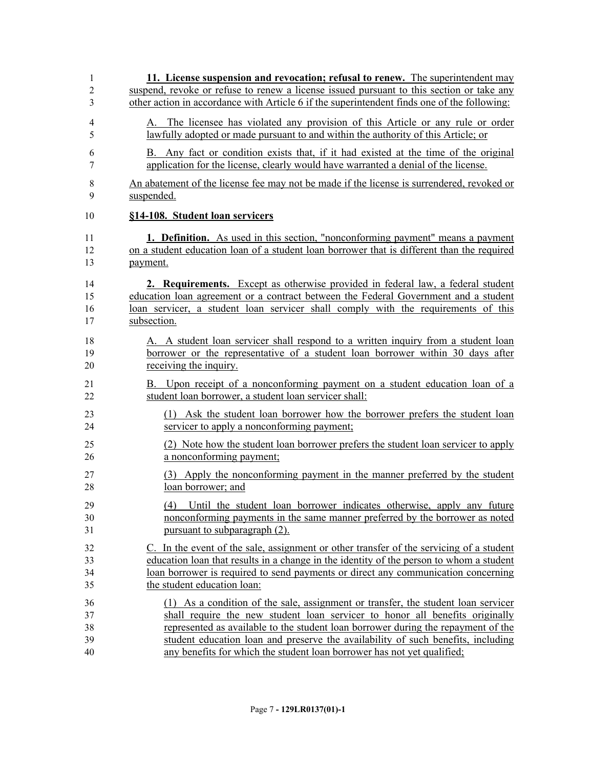**11. License suspension and revocation; refusal to renew.** The superintendent may suspend, revoke or refuse to renew a license issued pursuant to this section or take any other action in accordance with Article 6 if the superintendent finds one of the following:

A. The licensee has violated any provision of this Article or any rule or order lawfully adopted or made pursuant to and within the authority of this Article; or

B. Any fact or condition exists that, if it had existed at the time of the original application for the license, clearly would have warranted a denial of the license.

An abatement of the license fee may not be made if the license is surrendered, revoked or suspended.

**§14-108. Student loan servicers**

**1. Definition.** As used in this section, "nonconforming payment" means a payment on a student education loan of a student loan borrower that is different than the required payment.

**2. Requirements.** Except as otherwise provided in federal law, a federal student education loan agreement or a contract between the Federal Government and a student loan servicer, a student loan servicer shall comply with the requirements of this subsection.

A. A student loan servicer shall respond to a written inquiry from a student loan borrower or the representative of a student loan borrower within 30 days after receiving the inquiry.

B. Upon receipt of a nonconforming payment on a student education loan of a student loan borrower, a student loan servicer shall:

(1) Ask the student loan borrower how the borrower prefers the student loan servicer to apply a nonconforming payment;

(2) Note how the student loan borrower prefers the student loan servicer to apply a nonconforming payment;

(3) Apply the nonconforming payment in the manner preferred by the student loan borrower; and

(4) Until the student loan borrower indicates otherwise, apply any future nonconforming payments in the same manner preferred by the borrower as noted pursuant to subparagraph (2).

C. In the event of the sale, assignment or other transfer of the servicing of a student education loan that results in a change in the identity of the person to whom a student loan borrower is required to send payments or direct any communication concerning the student education loan:

(1) As a condition of the sale, assignment or transfer, the student loan servicer shall require the new student loan servicer to honor all benefits originally represented as available to the student loan borrower during the repayment of the student education loan and preserve the availability of such benefits, including any benefits for which the student loan borrower has not yet qualified;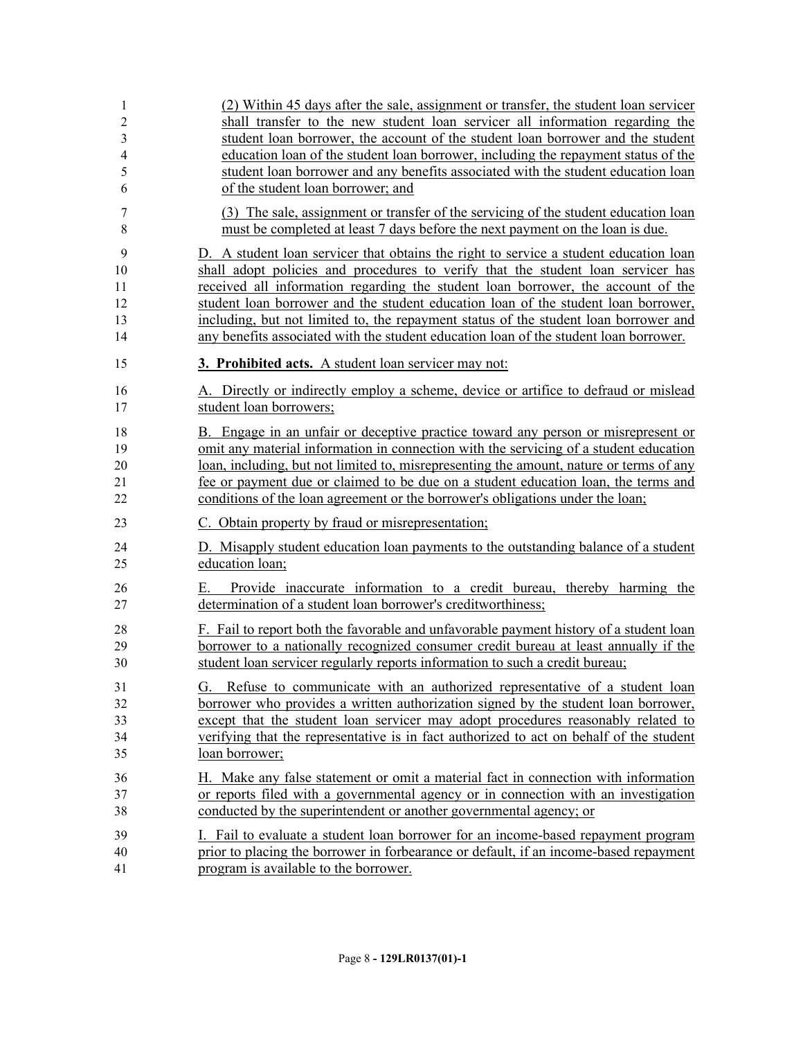(2) Within 45 days after the sale, assignment or transfer, the student loan servicer shall transfer to the new student loan servicer all information regarding the student loan borrower, the account of the student loan borrower and the student education loan of the student loan borrower, including the repayment status of the student loan borrower and any benefits associated with the student education loan of the student loan borrower; and

(3) The sale, assignment or transfer of the servicing of the student education loan must be completed at least 7 days before the next payment on the loan is due.

D. A student loan servicer that obtains the right to service a student education loan shall adopt policies and procedures to verify that the student loan servicer has received all information regarding the student loan borrower, the account of the student loan borrower and the student education loan of the student loan borrower, including, but not limited to, the repayment status of the student loan borrower and any benefits associated with the student education loan of the student loan borrower.

**3. Prohibited acts.** A student loan servicer may not:

A. Directly or indirectly employ a scheme, device or artifice to defraud or mislead student loan borrowers;

B. Engage in an unfair or deceptive practice toward any person or misrepresent or omit any material information in connection with the servicing of a student education loan, including, but not limited to, misrepresenting the amount, nature or terms of any fee or payment due or claimed to be due on a student education loan, the terms and conditions of the loan agreement or the borrower's obligations under the loan;

C. Obtain property by fraud or misrepresentation;

D. Misapply student education loan payments to the outstanding balance of a student education loan;

E. Provide inaccurate information to a credit bureau, thereby harming the determination of a student loan borrower's creditworthiness;

F. Fail to report both the favorable and unfavorable payment history of a student loan borrower to a nationally recognized consumer credit bureau at least annually if the student loan servicer regularly reports information to such a credit bureau;

G. Refuse to communicate with an authorized representative of a student loan borrower who provides a written authorization signed by the student loan borrower, except that the student loan servicer may adopt procedures reasonably related to verifying that the representative is in fact authorized to act on behalf of the student loan borrower;

H. Make any false statement or omit a material fact in connection with information or reports filed with a governmental agency or in connection with an investigation conducted by the superintendent or another governmental agency; or

I. Fail to evaluate a student loan borrower for an income-based repayment program prior to placing the borrower in forbearance or default, if an income-based repayment program is available to the borrower.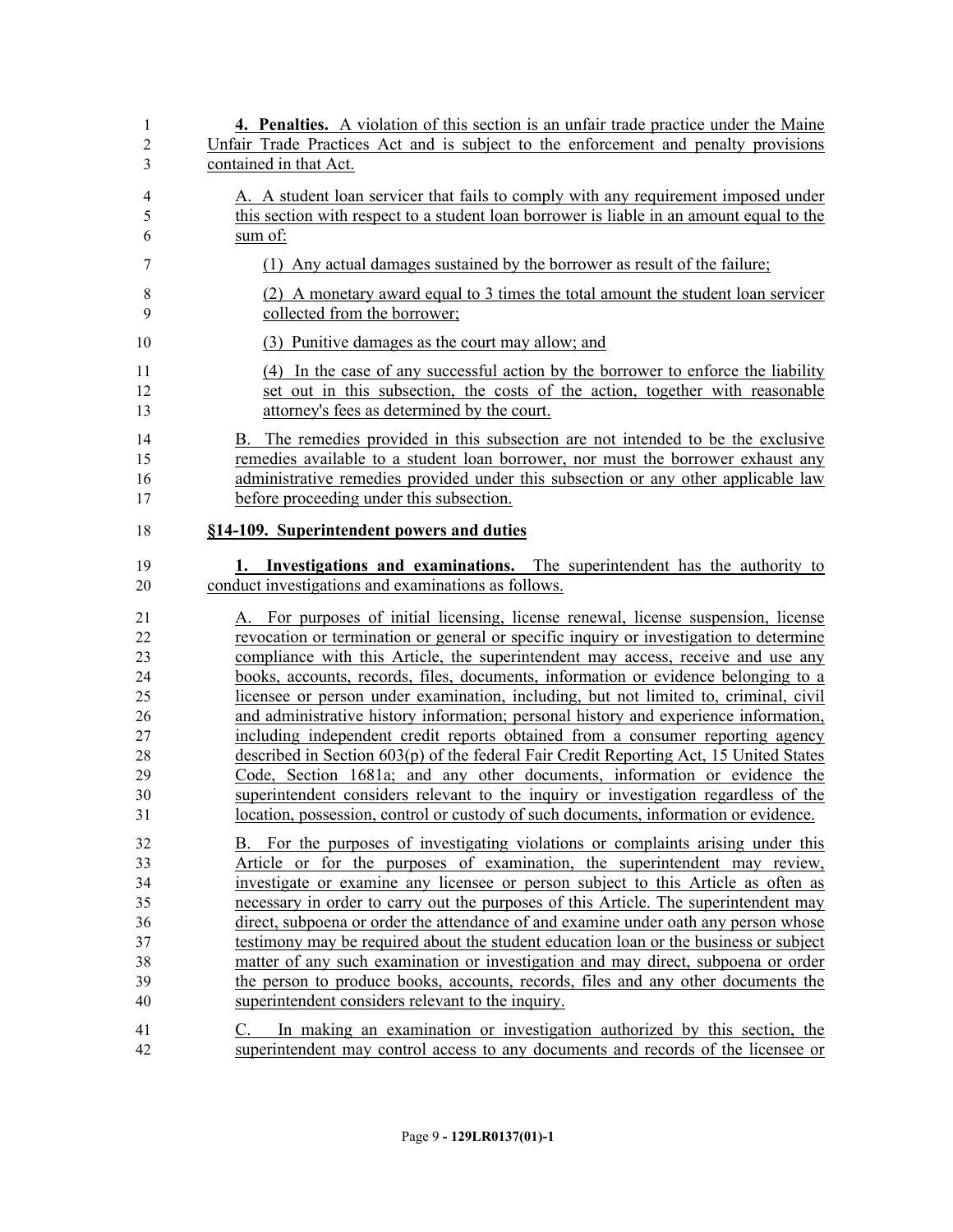**4. Penalties.** A violation of this section is an unfair trade practice under the Maine Unfair Trade Practices Act and is subject to the enforcement and penalty provisions contained in that Act.

A. A student loan servicer that fails to comply with any requirement imposed under this section with respect to a student loan borrower is liable in an amount equal to the sum of:

(1) Any actual damages sustained by the borrower as result of the failure;

(2) A monetary award equal to 3 times the total amount the student loan servicer collected from the borrower;

(3) Punitive damages as the court may allow; and

(4) In the case of any successful action by the borrower to enforce the liability set out in this subsection, the costs of the action, together with reasonable attorney's fees as determined by the court.

B. The remedies provided in this subsection are not intended to be the exclusive remedies available to a student loan borrower, nor must the borrower exhaust any administrative remedies provided under this subsection or any other applicable law before proceeding under this subsection.

**§14-109. Superintendent powers and duties**

**1. Investigations and examinations.** The superintendent has the authority to conduct investigations and examinations as follows.

A. For purposes of initial licensing, license renewal, license suspension, license revocation or termination or general or specific inquiry or investigation to determine compliance with this Article, the superintendent may access, receive and use any books, accounts, records, files, documents, information or evidence belonging to a licensee or person under examination, including, but not limited to, criminal, civil and administrative history information; personal history and experience information, including independent credit reports obtained from a consumer reporting agency described in Section 603(p) of the federal Fair Credit Reporting Act, 15 United States Code, Section 1681a; and any other documents, information or evidence the superintendent considers relevant to the inquiry or investigation regardless of the location, possession, control or custody of such documents, information or evidence.

B. For the purposes of investigating violations or complaints arising under this Article or for the purposes of examination, the superintendent may review, investigate or examine any licensee or person subject to this Article as often as necessary in order to carry out the purposes of this Article. The superintendent may direct, subpoena or order the attendance of and examine under oath any person whose testimony may be required about the student education loan or the business or subject matter of any such examination or investigation and may direct, subpoena or order the person to produce books, accounts, records, files and any other documents the superintendent considers relevant to the inquiry.

C. In making an examination or investigation authorized by this section, the superintendent may control access to any documents and records of the licensee or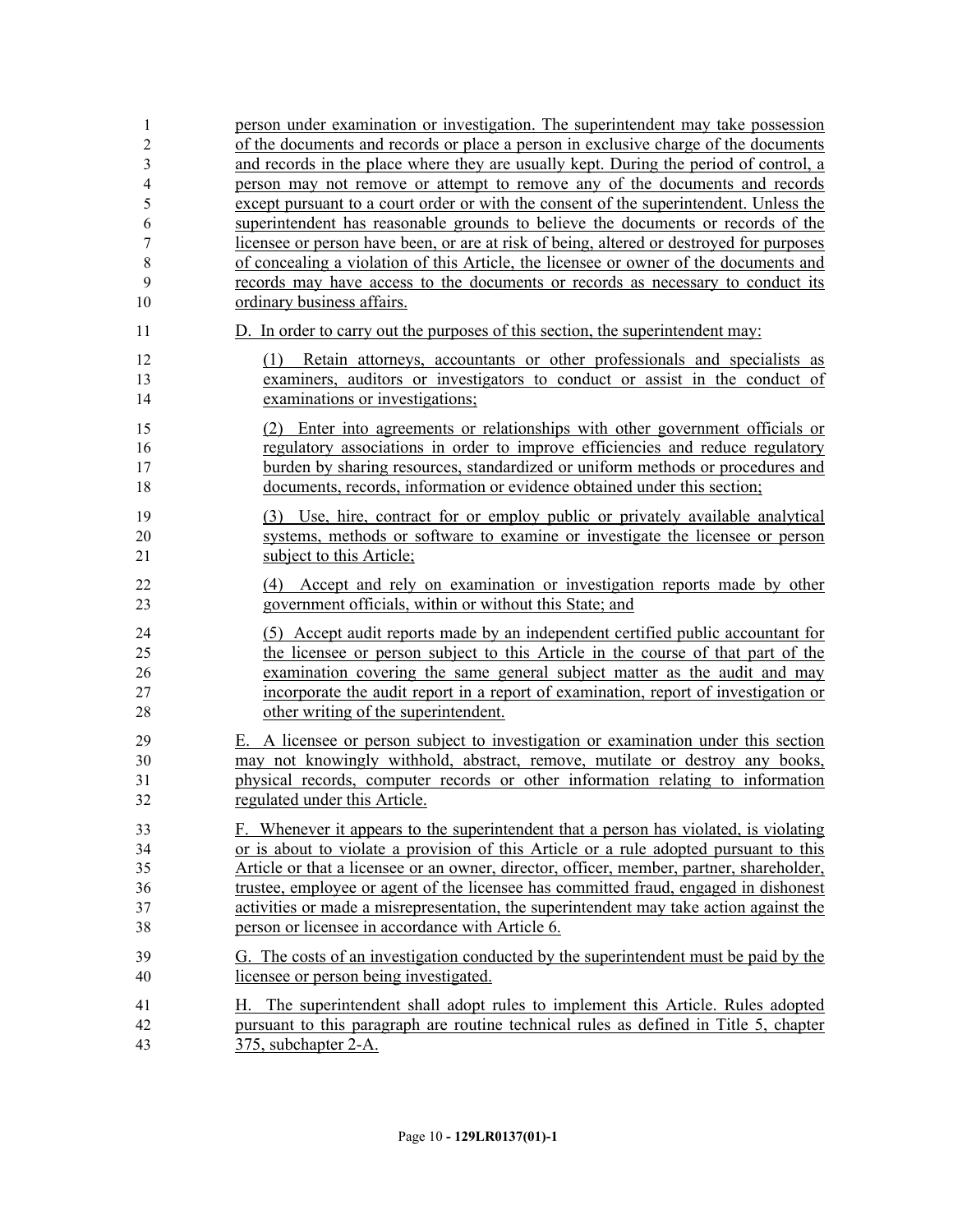person under examination or investigation. The superintendent may take possession of the documents and records or place a person in exclusive charge of the documents and records in the place where they are usually kept. During the period of control, a person may not remove or attempt to remove any of the documents and records except pursuant to a court order or with the consent of the superintendent. Unless the superintendent has reasonable grounds to believe the documents or records of the licensee or person have been, or are at risk of being, altered or destroyed for purposes of concealing a violation of this Article, the licensee or owner of the documents and records may have access to the documents or records as necessary to conduct its ordinary business affairs.

D. In order to carry out the purposes of this section, the superintendent may:

(1) Retain attorneys, accountants or other professionals and specialists as examiners, auditors or investigators to conduct or assist in the conduct of examinations or investigations;

(2) Enter into agreements or relationships with other government officials or regulatory associations in order to improve efficiencies and reduce regulatory burden by sharing resources, standardized or uniform methods or procedures and documents, records, information or evidence obtained under this section;

(3) Use, hire, contract for or employ public or privately available analytical systems, methods or software to examine or investigate the licensee or person subject to this Article;

(4) Accept and rely on examination or investigation reports made by other government officials, within or without this State; and

(5) Accept audit reports made by an independent certified public accountant for the licensee or person subject to this Article in the course of that part of the examination covering the same general subject matter as the audit and may incorporate the audit report in a report of examination, report of investigation or other writing of the superintendent.

E. A licensee or person subject to investigation or examination under this section may not knowingly withhold, abstract, remove, mutilate or destroy any books, physical records, computer records or other information relating to information regulated under this Article.

F. Whenever it appears to the superintendent that a person has violated, is violating or is about to violate a provision of this Article or a rule adopted pursuant to this Article or that a licensee or an owner, director, officer, member, partner, shareholder, trustee, employee or agent of the licensee has committed fraud, engaged in dishonest activities or made a misrepresentation, the superintendent may take action against the person or licensee in accordance with Article 6.

G. The costs of an investigation conducted by the superintendent must be paid by the licensee or person being investigated.

H. The superintendent shall adopt rules to implement this Article. Rules adopted pursuant to this paragraph are routine technical rules as defined in Title 5, chapter 375, subchapter 2-A.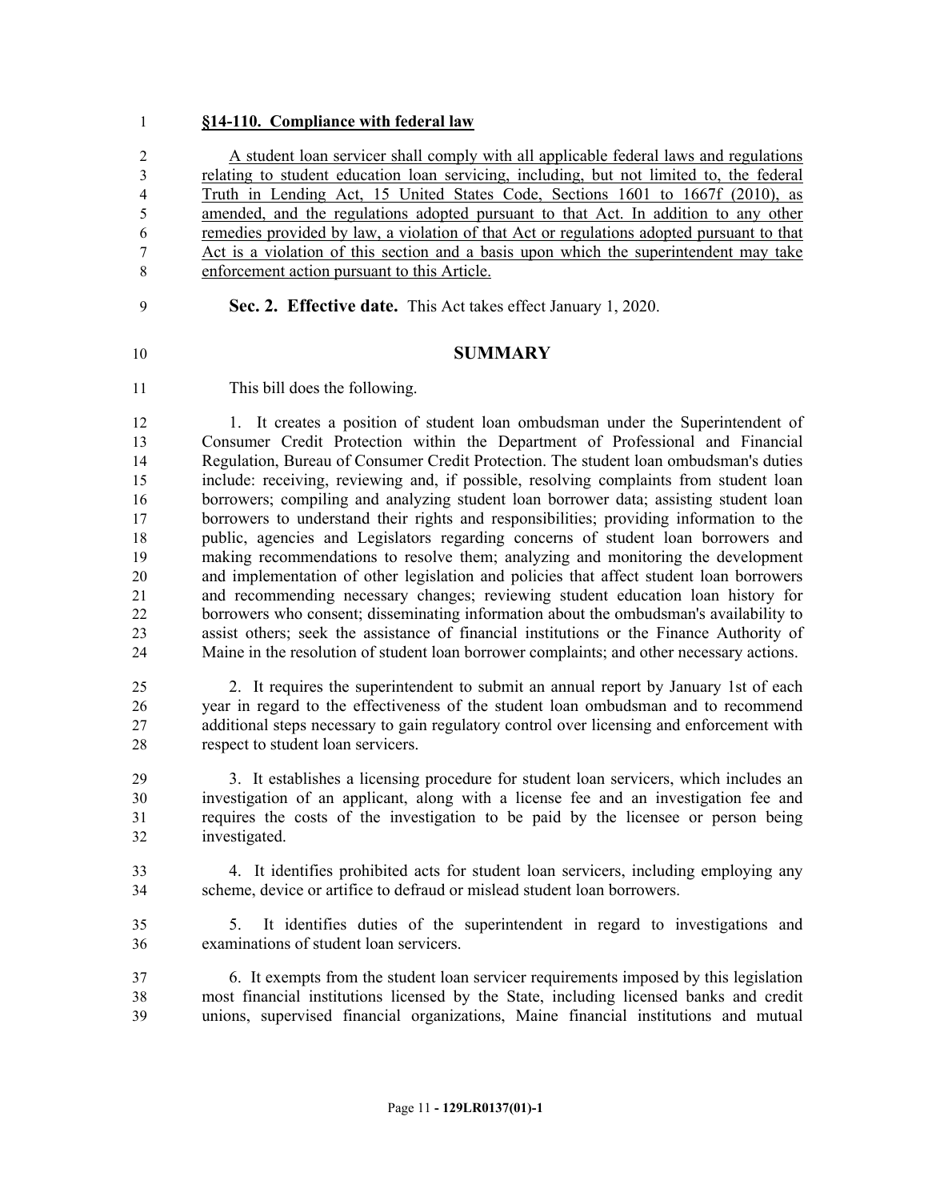**§14-110. Compliance with federal law**

A student loan servicer shall comply with all applicable federal laws and regulations relating to student education loan servicing, including, but not limited to, the federal Truth in Lending Act, 15 United States Code, Sections 1601 to 1667f (2010), as amended, and the regulations adopted pursuant to that Act. In addition to any other remedies provided by law, a violation of that Act or regulations adopted pursuant to that Act is a violation of this section and a basis upon which the superintendent may take enforcement action pursuant to this Article.

**Sec. 2. Effective date.** This Act takes effect January 1, 2020.

## SUMMARY

This bill does the following.

1. It creates a position of student loan ombudsman under the Superintendent of Consumer Credit Protection within the Department of Professional and Financial Regulation, Bureau of Consumer Credit Protection. The student loan ombudsman's duties include: receiving, reviewing and, if possible, resolving complaints from student loan borrowers; compiling and analyzing student loan borrower data; assisting student loan borrowers to understand their rights and responsibilities; providing information to the public, agencies and Legislators regarding concerns of student loan borrowers and making recommendations to resolve them; analyzing and monitoring the development and implementation of other legislation and policies that affect student loan borrowers and recommending necessary changes; reviewing student education loan history for borrowers who consent; disseminating information about the ombudsman's availability to assist others; seek the assistance of financial institutions or the Finance Authority of Maine in the resolution of student loan borrower complaints; and other necessary actions.

2. It requires the superintendent to submit an annual report by January 1st of each year in regard to the effectiveness of the student loan ombudsman and to recommend additional steps necessary to gain regulatory control over licensing and enforcement with respect to student loan servicers.

3. It establishes a licensing procedure for student loan servicers, which includes an investigation of an applicant, along with a license fee and an investigation fee and requires the costs of the investigation to be paid by the licensee or person being investigated.

4. It identifies prohibited acts for student loan servicers, including employing any scheme, device or artifice to defraud or mislead student loan borrowers.

5. It identifies duties of the superintendent in regard to investigations and examinations of student loan servicers.

6. It exempts from the student loan servicer requirements imposed by this legislation most financial institutions licensed by the State, including licensed banks and credit unions, supervised financial organizations, Maine financial institutions and mutual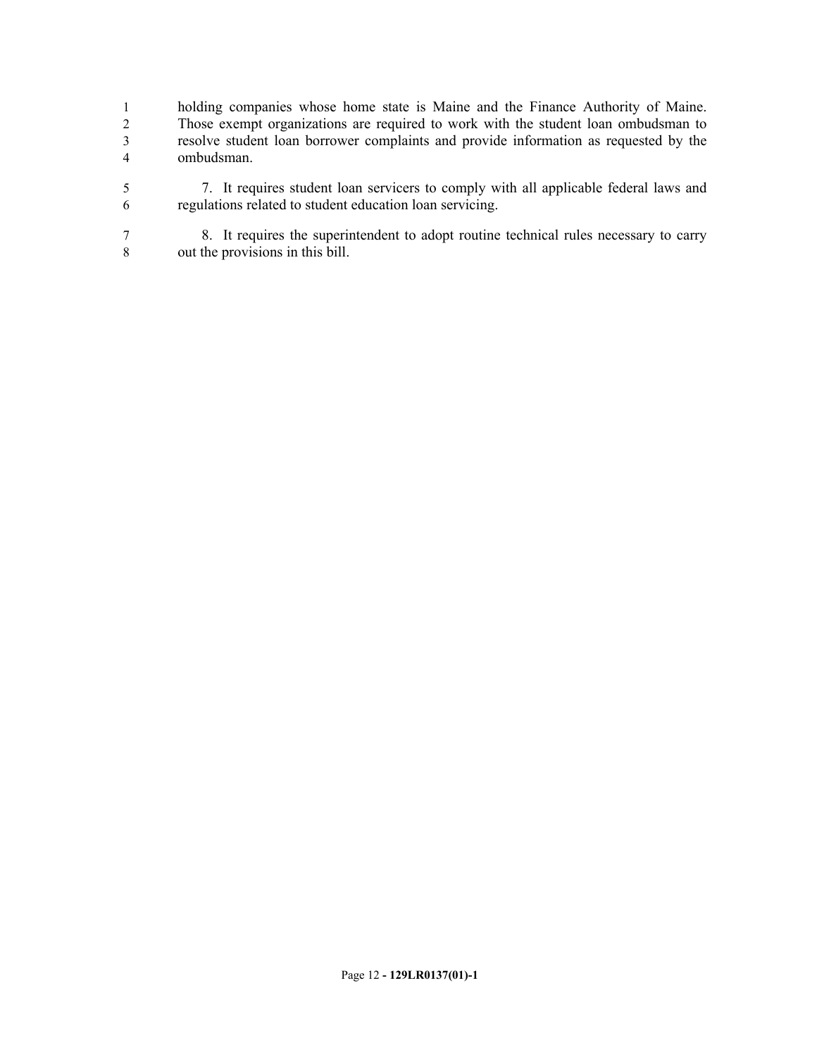holding companies whose home state is Maine and the Finance Authority of Maine. Those exempt organizations are required to work with the student loan ombudsman to resolve student loan borrower complaints and provide information as requested by the ombudsman.

7. It requires student loan servicers to comply with all applicable federal laws and regulations related to student education loan servicing.

8. It requires the superintendent to adopt routine technical rules necessary to carry out the provisions in this bill.